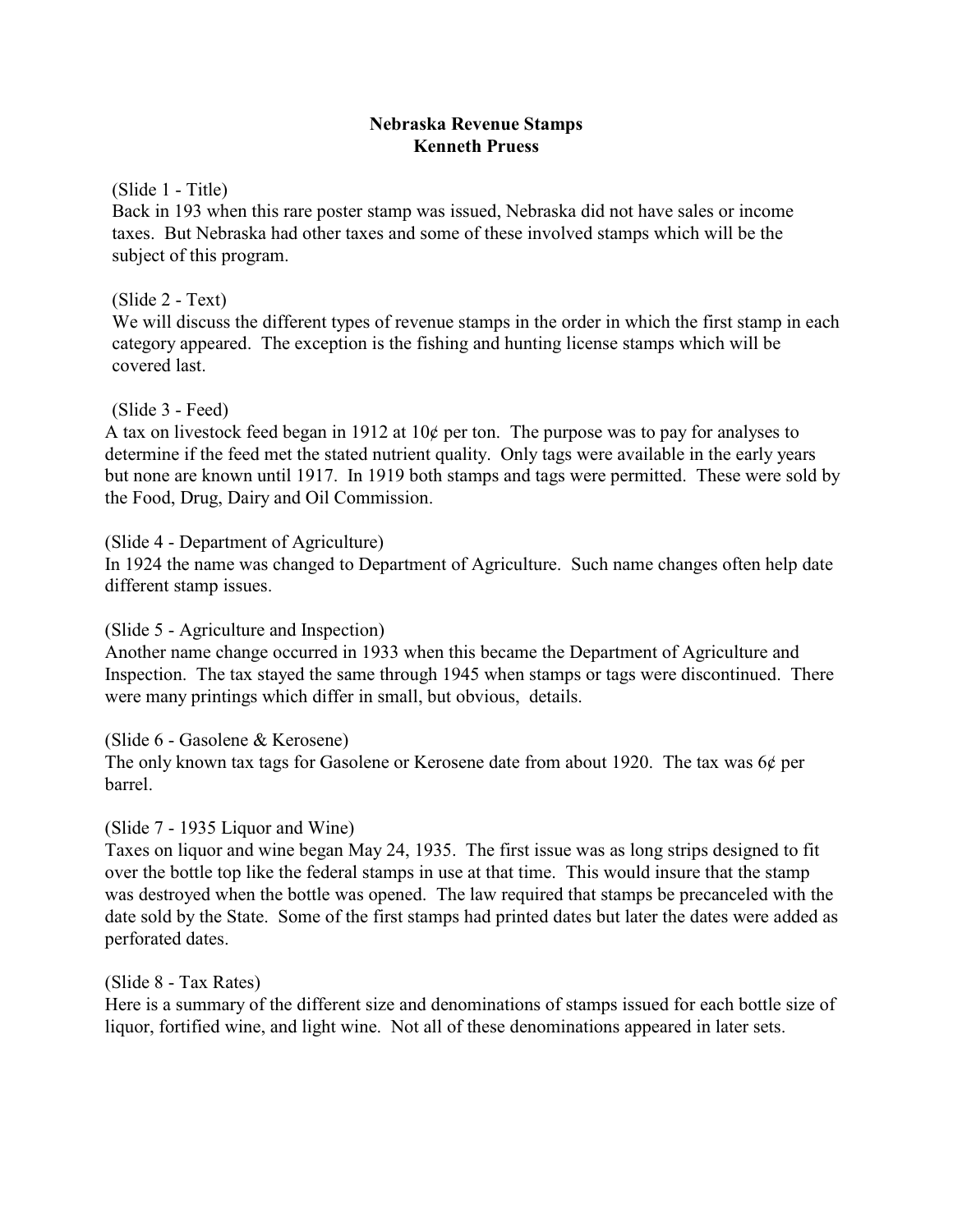# Nebraska Revenue Stamps
## Kenneth Pruess

(Slide 1 - Title)
Back in 193 when this rare poster stamp was issued, Nebraska did not have sales or income taxes. But Nebraska had other taxes and some of these involved stamps which will be the subject of this program.

(Slide 2 - Text)
We will discuss the different types of revenue stamps in the order in which the first stamp in each category appeared. The exception is the fishing and hunting license stamps which will be covered last.

(Slide 3 - Feed)
A tax on livestock feed began in 1912 at 10¢ per ton. The purpose was to pay for analyses to determine if the feed met the stated nutrient quality. Only tags were available in the early years but none are known until 1917. In 1919 both stamps and tags were permitted. These were sold by the Food, Drug, Dairy and Oil Commission.

(Slide 4 - Department of Agriculture)
In 1924 the name was changed to Department of Agriculture. Such name changes often help date different stamp issues.

(Slide 5 - Agriculture and Inspection)
Another name change occurred in 1933 when this became the Department of Agriculture and Inspection. The tax stayed the same through 1945 when stamps or tags were discontinued. There were many printings which differ in small, but obvious, details.

(Slide 6 - Gasolene & Kerosene)
The only known tax tags for Gasolene or Kerosene date from about 1920. The tax was 6¢ per barrel.

(Slide 7 - 1935 Liquor and Wine)
Taxes on liquor and wine began May 24, 1935. The first issue was as long strips designed to fit over the bottle top like the federal stamps in use at that time. This would insure that the stamp was destroyed when the bottle was opened. The law required that stamps be precanceled with the date sold by the State. Some of the first stamps had printed dates but later the dates were added as perforated dates.

(Slide 8 - Tax Rates)
Here is a summary of the different size and denominations of stamps issued for each bottle size of liquor, fortified wine, and light wine. Not all of these denominations appeared in later sets.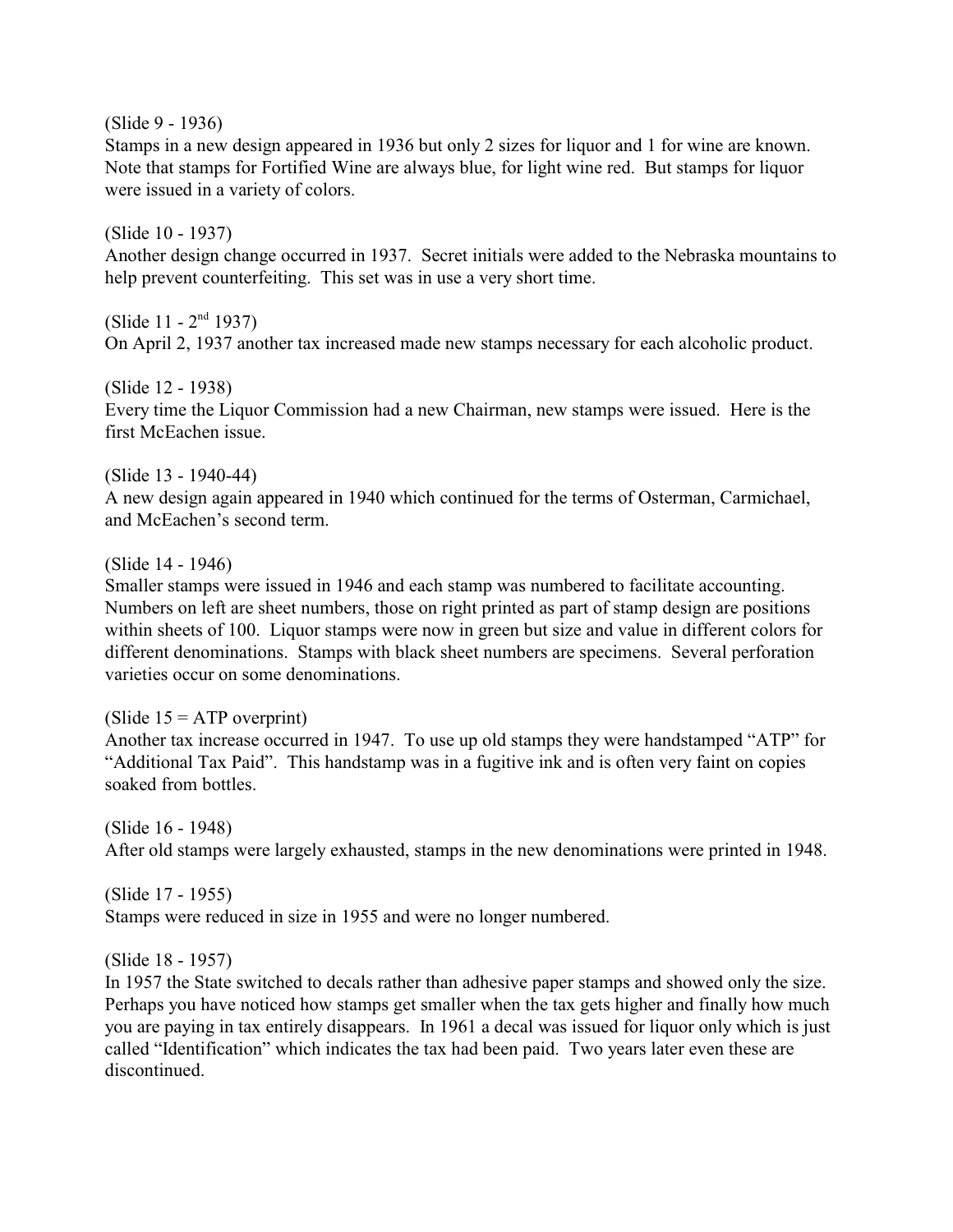(Slide 9 - 1936)
Stamps in a new design appeared in 1936 but only 2 sizes for liquor and 1 for wine are known. Note that stamps for Fortified Wine are always blue, for light wine red. But stamps for liquor were issued in a variety of colors.

(Slide 10 - 1937)
Another design change occurred in 1937. Secret initials were added to the Nebraska mountains to help prevent counterfeiting. This set was in use a very short time.

(Slide 11 - 2nd 1937)
On April 2, 1937 another tax increased made new stamps necessary for each alcoholic product.

(Slide 12 - 1938)
Every time the Liquor Commission had a new Chairman, new stamps were issued. Here is the first McEachen issue.

(Slide 13 - 1940-44)
A new design again appeared in 1940 which continued for the terms of Osterman, Carmichael, and McEachen's second term.

(Slide 14 - 1946)
Smaller stamps were issued in 1946 and each stamp was numbered to facilitate accounting. Numbers on left are sheet numbers, those on right printed as part of stamp design are positions within sheets of 100. Liquor stamps were now in green but size and value in different colors for different denominations. Stamps with black sheet numbers are specimens. Several perforation varieties occur on some denominations.

(Slide 15 = ATP overprint)
Another tax increase occurred in 1947. To use up old stamps they were handstamped "ATP" for "Additional Tax Paid". This handstamp was in a fugitive ink and is often very faint on copies soaked from bottles.

(Slide 16 - 1948)
After old stamps were largely exhausted, stamps in the new denominations were printed in 1948.

(Slide 17 - 1955)
Stamps were reduced in size in 1955 and were no longer numbered.

(Slide 18 - 1957)
In 1957 the State switched to decals rather than adhesive paper stamps and showed only the size. Perhaps you have noticed how stamps get smaller when the tax gets higher and finally how much you are paying in tax entirely disappears. In 1961 a decal was issued for liquor only which is just called "Identification" which indicates the tax had been paid. Two years later even these are discontinued.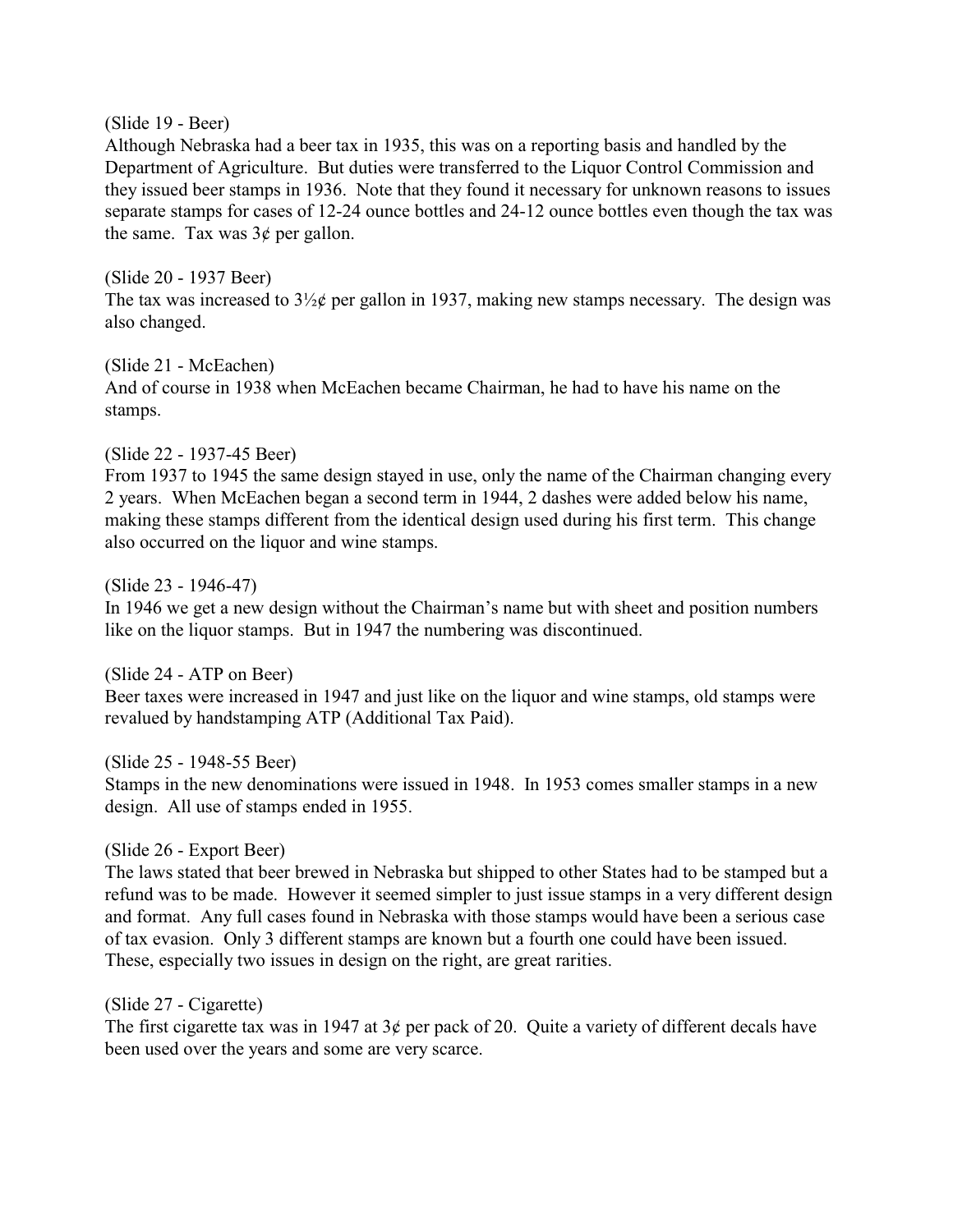(Slide 19 - Beer)
Although Nebraska had a beer tax in 1935, this was on a reporting basis and handled by the Department of Agriculture. But duties were transferred to the Liquor Control Commission and they issued beer stamps in 1936. Note that they found it necessary for unknown reasons to issues separate stamps for cases of 12-24 ounce bottles and 24-12 ounce bottles even though the tax was the same. Tax was 3¢ per gallon.

(Slide 20 - 1937 Beer)
The tax was increased to 3½¢ per gallon in 1937, making new stamps necessary. The design was also changed.

(Slide 21 - McEachen)
And of course in 1938 when McEachen became Chairman, he had to have his name on the stamps.

(Slide 22 - 1937-45 Beer)
From 1937 to 1945 the same design stayed in use, only the name of the Chairman changing every 2 years. When McEachen began a second term in 1944, 2 dashes were added below his name, making these stamps different from the identical design used during his first term. This change also occurred on the liquor and wine stamps.

(Slide 23 - 1946-47)
In 1946 we get a new design without the Chairman's name but with sheet and position numbers like on the liquor stamps. But in 1947 the numbering was discontinued.

(Slide 24 - ATP on Beer)
Beer taxes were increased in 1947 and just like on the liquor and wine stamps, old stamps were revalued by handstamping ATP (Additional Tax Paid).

(Slide 25 - 1948-55 Beer)
Stamps in the new denominations were issued in 1948. In 1953 comes smaller stamps in a new design. All use of stamps ended in 1955.

(Slide 26 - Export Beer)
The laws stated that beer brewed in Nebraska but shipped to other States had to be stamped but a refund was to be made. However it seemed simpler to just issue stamps in a very different design and format. Any full cases found in Nebraska with those stamps would have been a serious case of tax evasion. Only 3 different stamps are known but a fourth one could have been issued. These, especially two issues in design on the right, are great rarities.

(Slide 27 - Cigarette)
The first cigarette tax was in 1947 at 3¢ per pack of 20. Quite a variety of different decals have been used over the years and some are very scarce.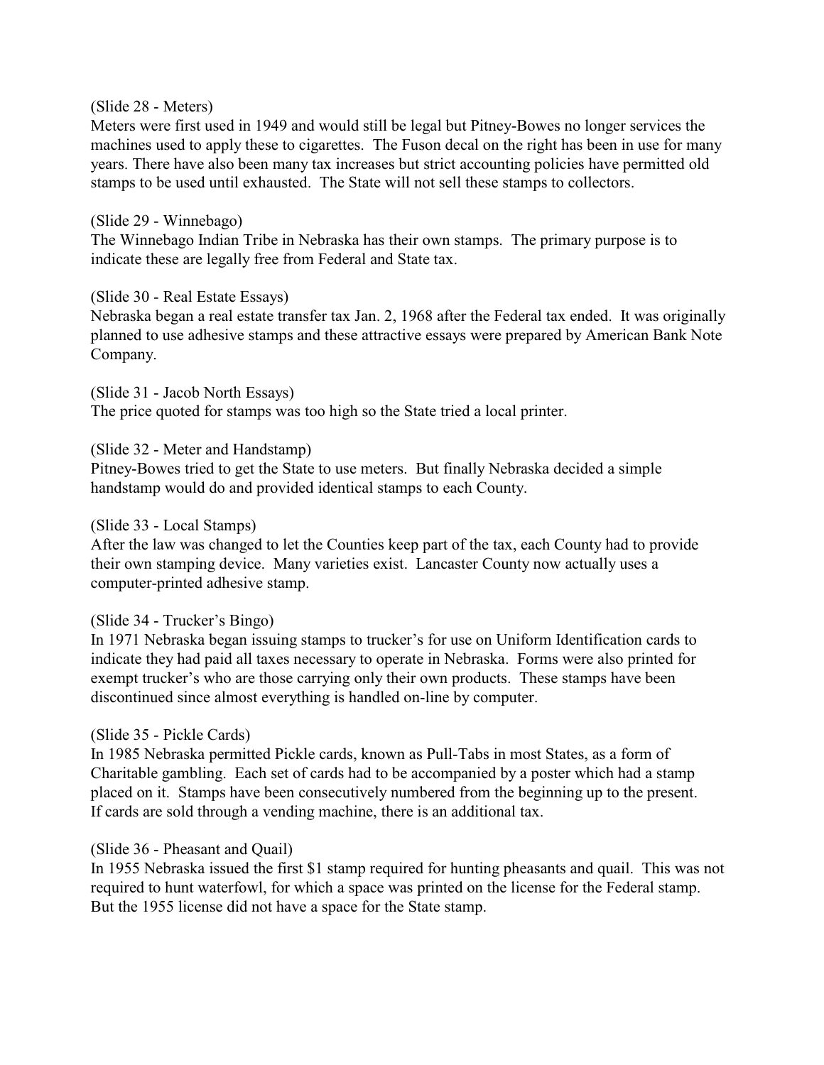(Slide 28 - Meters)
Meters were first used in 1949 and would still be legal but Pitney-Bowes no longer services the machines used to apply these to cigarettes. The Fuson decal on the right has been in use for many years. There have also been many tax increases but strict accounting policies have permitted old stamps to be used until exhausted. The State will not sell these stamps to collectors.

(Slide 29 - Winnebago)
The Winnebago Indian Tribe in Nebraska has their own stamps. The primary purpose is to indicate these are legally free from Federal and State tax.

(Slide 30 - Real Estate Essays)
Nebraska began a real estate transfer tax Jan. 2, 1968 after the Federal tax ended. It was originally planned to use adhesive stamps and these attractive essays were prepared by American Bank Note Company.

(Slide 31 - Jacob North Essays)
The price quoted for stamps was too high so the State tried a local printer.

(Slide 32 - Meter and Handstamp)
Pitney-Bowes tried to get the State to use meters. But finally Nebraska decided a simple handstamp would do and provided identical stamps to each County.

(Slide 33 - Local Stamps)
After the law was changed to let the Counties keep part of the tax, each County had to provide their own stamping device. Many varieties exist. Lancaster County now actually uses a computer-printed adhesive stamp.

(Slide 34 - Trucker's Bingo)
In 1971 Nebraska began issuing stamps to trucker's for use on Uniform Identification cards to indicate they had paid all taxes necessary to operate in Nebraska. Forms were also printed for exempt trucker's who are those carrying only their own products. These stamps have been discontinued since almost everything is handled on-line by computer.

(Slide 35 - Pickle Cards)
In 1985 Nebraska permitted Pickle cards, known as Pull-Tabs in most States, as a form of Charitable gambling. Each set of cards had to be accompanied by a poster which had a stamp placed on it. Stamps have been consecutively numbered from the beginning up to the present. If cards are sold through a vending machine, there is an additional tax.

(Slide 36 - Pheasant and Quail)
In 1955 Nebraska issued the first $1 stamp required for hunting pheasants and quail. This was not required to hunt waterfowl, for which a space was printed on the license for the Federal stamp. But the 1955 license did not have a space for the State stamp.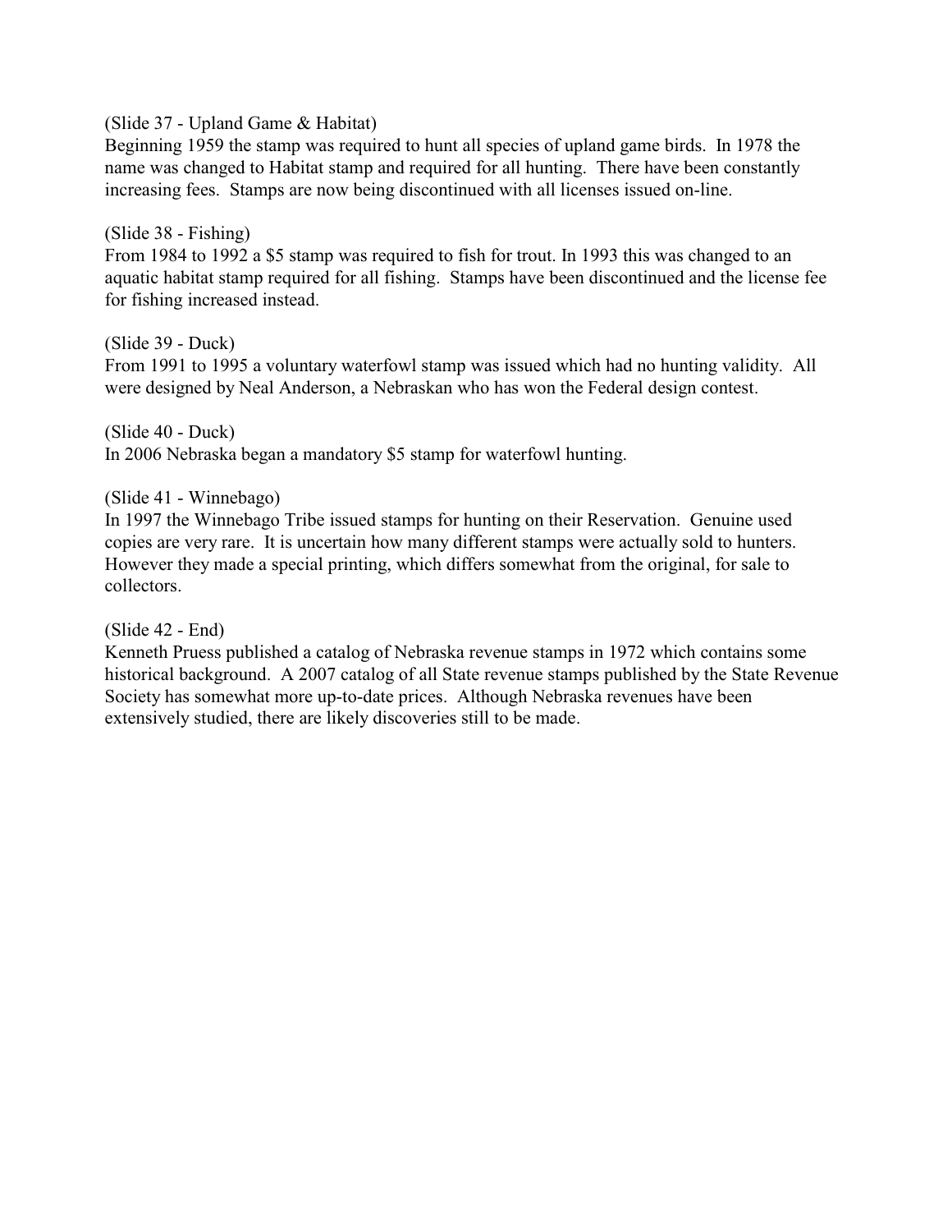(Slide 37 - Upland Game & Habitat)
Beginning 1959 the stamp was required to hunt all species of upland game birds. In 1978 the name was changed to Habitat stamp and required for all hunting. There have been constantly increasing fees. Stamps are now being discontinued with all licenses issued on-line.

(Slide 38 - Fishing)
From 1984 to 1992 a $5 stamp was required to fish for trout. In 1993 this was changed to an aquatic habitat stamp required for all fishing. Stamps have been discontinued and the license fee for fishing increased instead.

(Slide 39 - Duck)
From 1991 to 1995 a voluntary waterfowl stamp was issued which had no hunting validity. All were designed by Neal Anderson, a Nebraskan who has won the Federal design contest.

(Slide 40 - Duck)
In 2006 Nebraska began a mandatory $5 stamp for waterfowl hunting.

(Slide 41 - Winnebago)
In 1997 the Winnebago Tribe issued stamps for hunting on their Reservation. Genuine used copies are very rare. It is uncertain how many different stamps were actually sold to hunters. However they made a special printing, which differs somewhat from the original, for sale to collectors.

(Slide 42 - End)
Kenneth Pruess published a catalog of Nebraska revenue stamps in 1972 which contains some historical background. A 2007 catalog of all State revenue stamps published by the State Revenue Society has somewhat more up-to-date prices. Although Nebraska revenues have been extensively studied, there are likely discoveries still to be made.